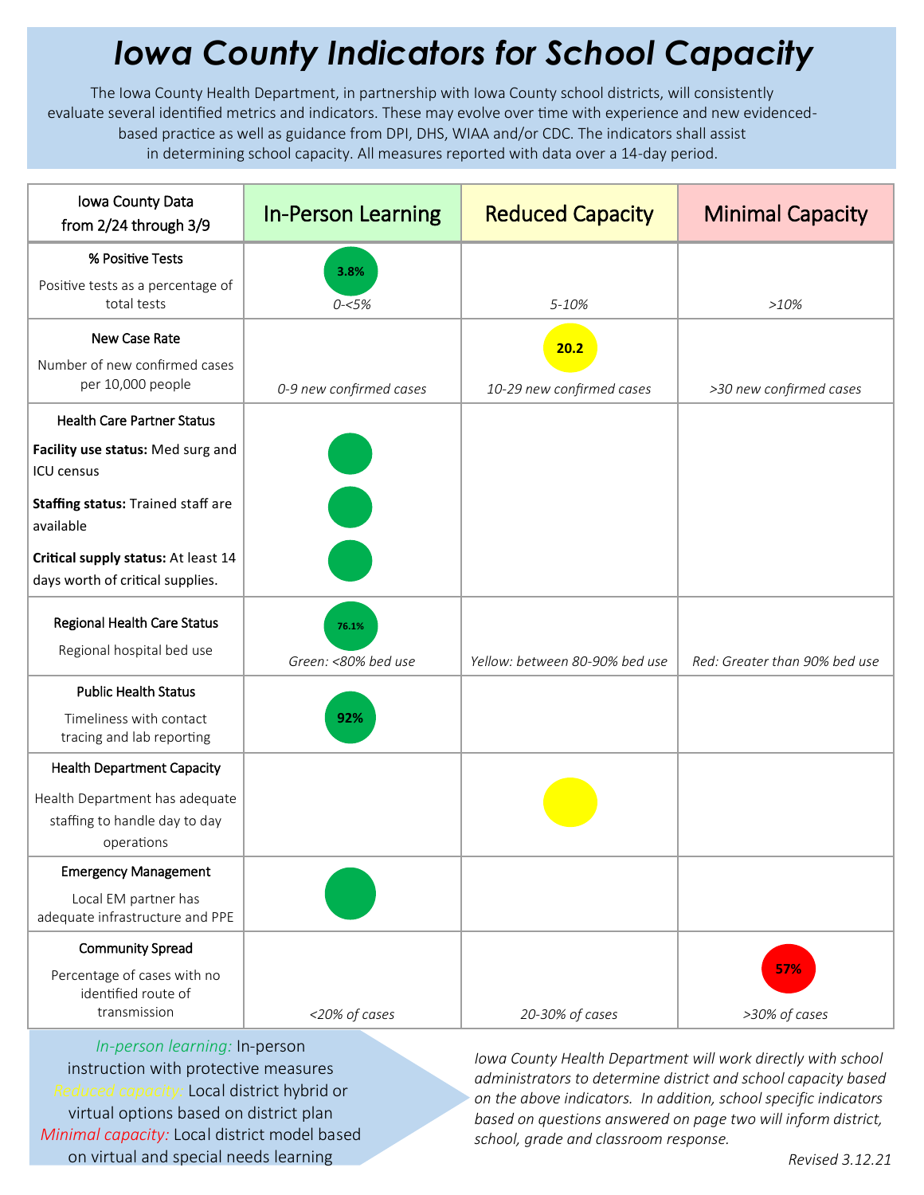# *Iowa County Indicators for School Capacity*

The Iowa County Health Department, in partnership with Iowa County school districts, will consistently evaluate several identified metrics and indicators. These may evolve over time with experience and new evidenced-based practice as well as guidance from DPI, DHS, WIAA and/or CDC. The indicators shall assist in determining school capacity. All measures reported with data over a 14-day period.

| Iowa County Data from 2/24 through 3/9 | In-Person Learning | Reduced Capacity | Minimal Capacity |
|---|---|---|---|
| **% Positive Tests**<br>Positive tests as a percentage of total tests | 3.8%<br>*0-<5%* | *5-10%* | *>10%* |
| **New Case Rate**<br>Number of new confirmed cases per 10,000 people | *0-9 new confirmed cases* | 20.2<br>*10-29 new confirmed cases* | *>30 new confirmed cases* |
| **Health Care Partner Status**<br>**Facility use status:** Med surg and ICU census<br>**Staffing status:** Trained staff are available<br>**Critical supply status:** At least 14 days worth of critical supplies. | ●<br>●<br>● | | |
| **Regional Health Care Status**<br>Regional hospital bed use | 76.1%<br>*Green: <80% bed use* | *Yellow: between 80-90% bed use* | *Red: Greater than 90% bed use* |
| **Public Health Status**<br>Timeliness with contact tracing and lab reporting | 92% | | |
| **Health Department Capacity**<br>Health Department has adequate staffing to handle day to day operations | | ● | |
| **Emergency Management**<br>Local EM partner has adequate infrastructure and PPE | ● | | |
| **Community Spread**<br>Percentage of cases with no identified route of transmission | *<20% of cases* | *20-30% of cases* | 57%<br>*>30% of cases* |

*In-person learning:* In-person instruction with protective measures
*Reduced capacity:* Local district hybrid or virtual options based on district plan
*Minimal capacity:* Local district model based on virtual and special needs learning

*Iowa County Health Department will work directly with school administrators to determine district and school capacity based on the above indicators. In addition, school specific indicators based on questions answered on page two will inform district, school, grade and classroom response.*

*Revised 3.12.21*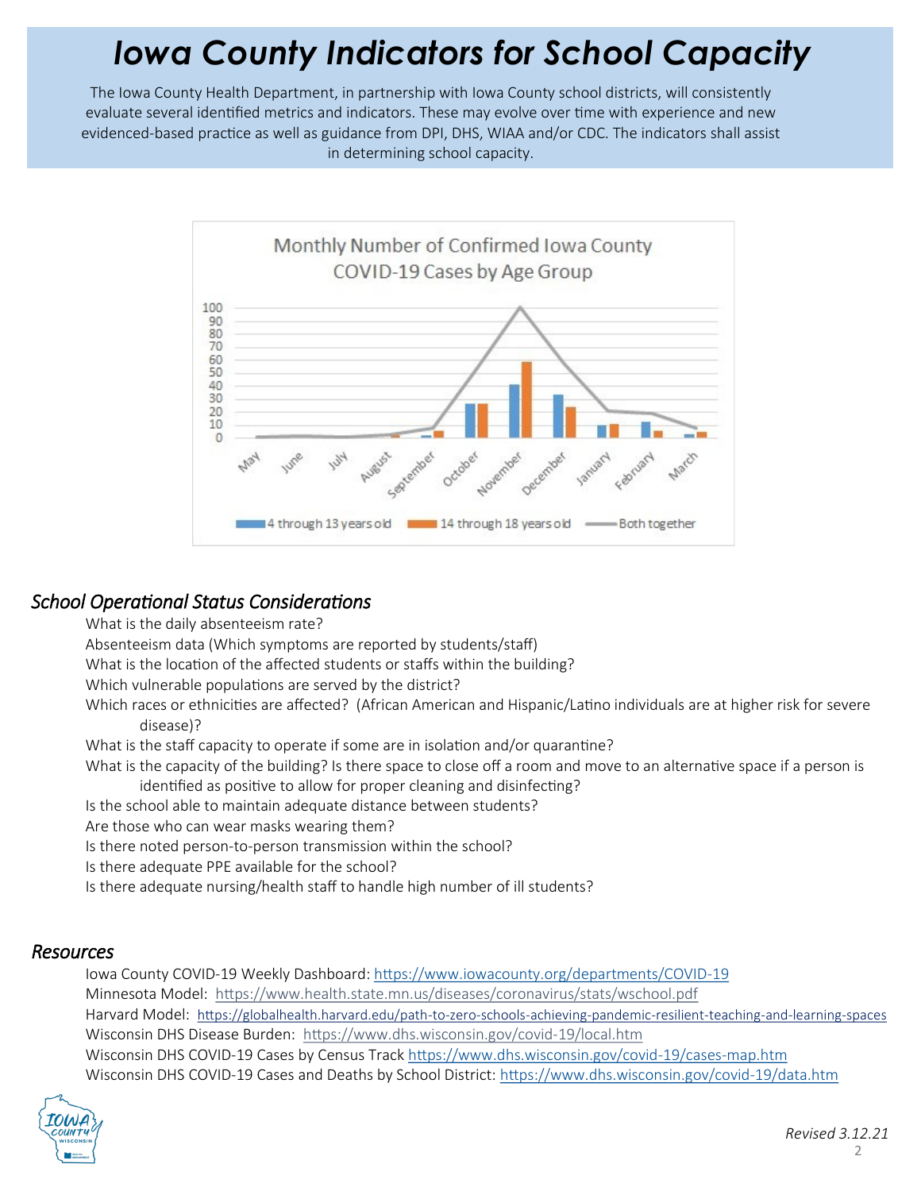# *Iowa County Indicators for School Capacity*

The Iowa County Health Department, in partnership with Iowa County school districts, will consistently evaluate several identified metrics and indicators. These may evolve over time with experience and new evidenced-based practice as well as guidance from DPI, DHS, WIAA and/or CDC. The indicators shall assist in determining school capacity.

Monthly Number of Confirmed Iowa County COVID-19 Cases by Age Group

100
90
80
70
60
50
40
30
20
10
0

May
June
July
August
September
October
November
December
January
February
March

4 through 13 years old
14 through 18 years old
Both together

## *School Operational Status Considerations*

What is the daily absenteeism rate?
Absenteeism data (Which symptoms are reported by students/staff)
What is the location of the affected students or staffs within the building?
Which vulnerable populations are served by the district?
Which races or ethnicities are affected? (African American and Hispanic/Latino individuals are at higher risk for severe disease)?
What is the staff capacity to operate if some are in isolation and/or quarantine?
What is the capacity of the building? Is there space to close off a room and move to an alternative space if a person is identified as positive to allow for proper cleaning and disinfecting?
Is the school able to maintain adequate distance between students?
Are those who can wear masks wearing them?
Is there noted person-to-person transmission within the school?
Is there adequate PPE available for the school?
Is there adequate nursing/health staff to handle high number of ill students?

## *Resources*

Iowa County COVID-19 Weekly Dashboard: https://www.iowacounty.org/departments/COVID-19
Minnesota Model: https://www.health.state.mn.us/diseases/coronavirus/stats/wschool.pdf
Harvard Model: https://globalhealth.harvard.edu/path-to-zero-schools-achieving-pandemic-resilient-teaching-and-learning-spaces
Wisconsin DHS Disease Burden: https://www.dhs.wisconsin.gov/covid-19/local.htm
Wisconsin DHS COVID-19 Cases by Census Track https://www.dhs.wisconsin.gov/covid-19/cases-map.htm
Wisconsin DHS COVID-19 Cases and Deaths by School District: https://www.dhs.wisconsin.gov/covid-19/data.htm

*Revised 3.12.21*